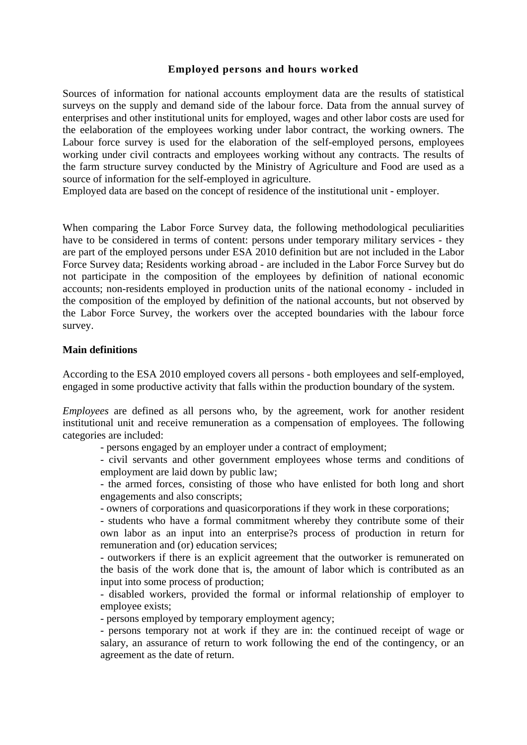## Employed persons and hours worked

Sources of information for national accounts employment data are the results of statistical surveys on the supply and demand side of the labour force. Data from the annual survey of enterprises and other institutional units for employed, wages and other labor costs are used for the eelaboration of the employees working under labor contract, the working owners. The Labour force survey is used for the elaboration of the self-employed persons, employees working under civil contracts and employees working without any contracts. The results of the farm structure survey conducted by the Ministry of Agriculture and Food are used as a source of information for the self-employed in agriculture.
Employed data are based on the concept of residence of the institutional unit - employer.

When comparing the Labor Force Survey data, the following methodological peculiarities have to be considered in terms of content: persons under temporary military services - they are part of the employed persons under ESA 2010 definition but are not included in the Labor Force Survey data; Residents working abroad - are included in the Labor Force Survey but do not participate in the composition of the employees by definition of national economic accounts; non-residents employed in production units of the national economy - included in the composition of the employed by definition of the national accounts, but not observed by the Labor Force Survey, the workers over the accepted boundaries with the labour force survey.

**Main definitions**

According to the ESA 2010 employed covers all persons - both employees and self-employed, engaged in some productive activity that falls within the production boundary of the system.

*Employees* are defined as all persons who, by the agreement, work for another resident institutional unit and receive remuneration as a compensation of employees. The following categories are included:

- persons engaged by an employer under a contract of employment;
- civil servants and other government employees whose terms and conditions of employment are laid down by public law;
- the armed forces, consisting of those who have enlisted for both long and short engagements and also conscripts;
- owners of corporations and quasicorporations if they work in these corporations;
- students who have a formal commitment whereby they contribute some of their own labor as an input into an enterprise?s process of production in return for remuneration and (or) education services;
- outworkers if there is an explicit agreement that the outworker is remunerated on the basis of the work done that is, the amount of labor which is contributed as an input into some process of production;
- disabled workers, provided the formal or informal relationship of employer to employee exists;
- persons employed by temporary employment agency;
- persons temporary not at work if they are in: the continued receipt of wage or salary, an assurance of return to work following the end of the contingency, or an agreement as the date of return.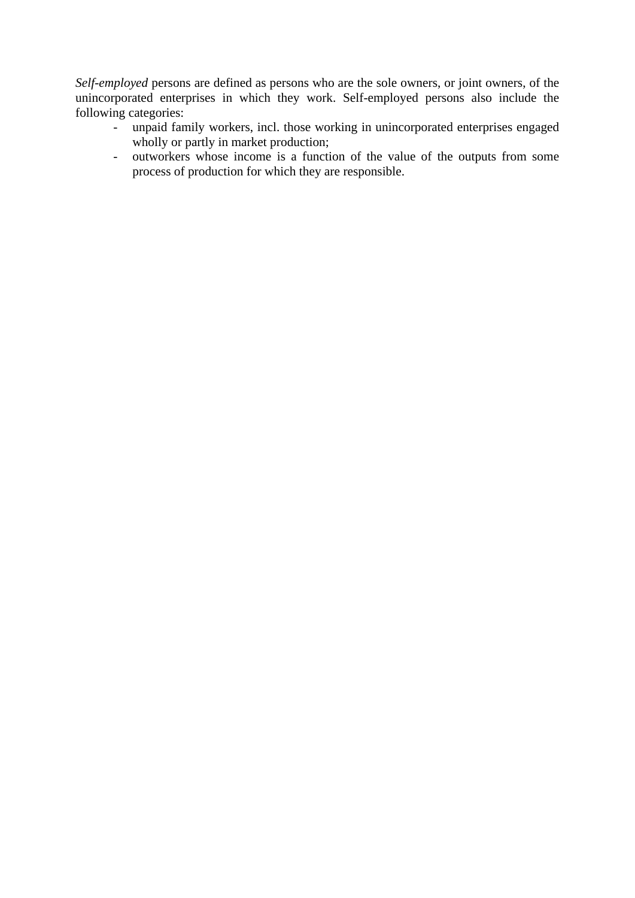*Self-employed* persons are defined as persons who are the sole owners, or joint owners, of the unincorporated enterprises in which they work. Self-employed persons also include the following categories:

- unpaid family workers, incl. those working in unincorporated enterprises engaged wholly or partly in market production;
- outworkers whose income is a function of the value of the outputs from some process of production for which they are responsible.